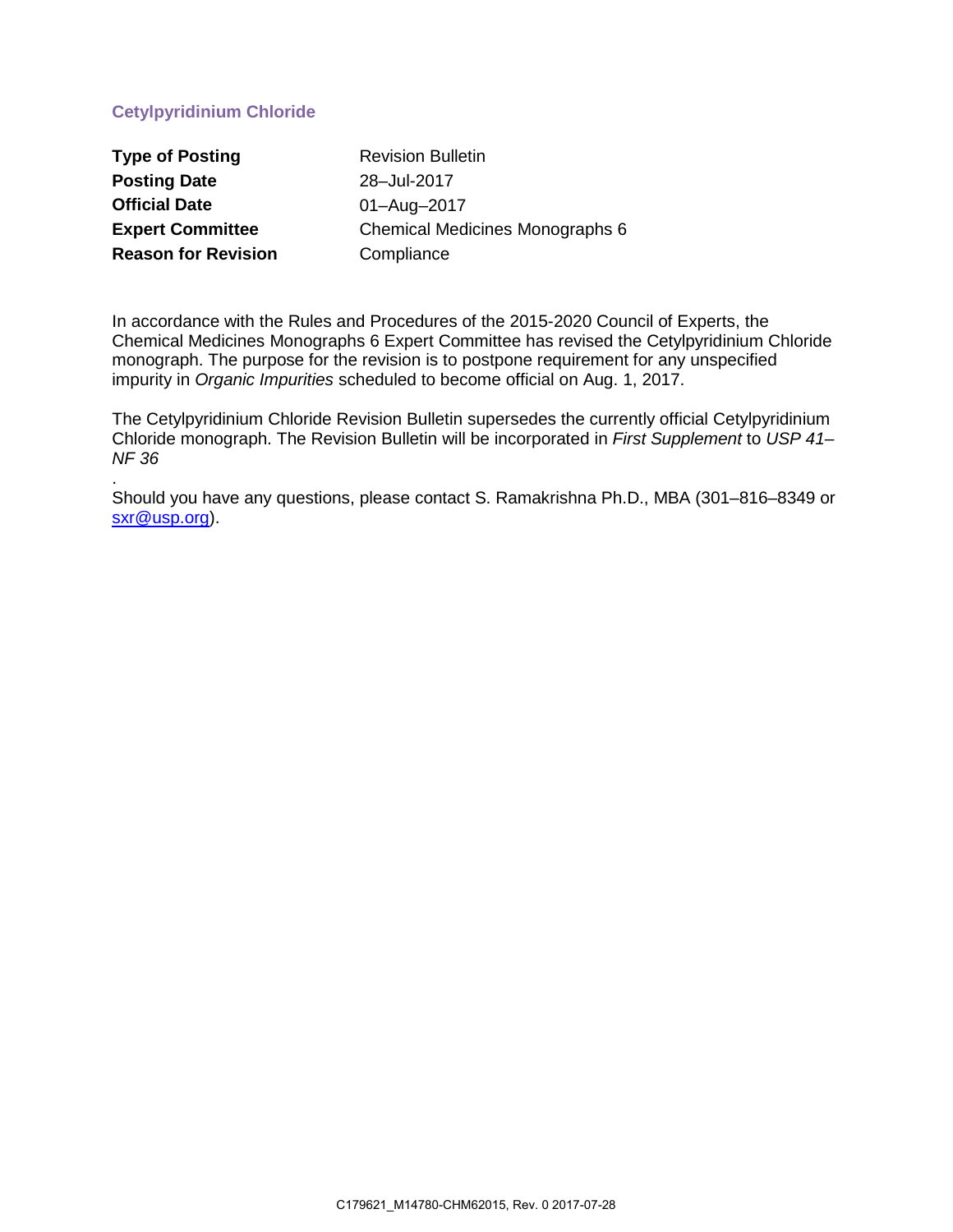## Cetylpyridinium Chloride

| | |
|---|---|
| **Type of Posting** | Revision Bulletin |
| **Posting Date** | 28–Jul-2017 |
| **Official Date** | 01–Aug–2017 |
| **Expert Committee** | Chemical Medicines Monographs 6 |
| **Reason for Revision** | Compliance |

In accordance with the Rules and Procedures of the 2015-2020 Council of Experts, the Chemical Medicines Monographs 6 Expert Committee has revised the Cetylpyridinium Chloride monograph. The purpose for the revision is to postpone requirement for any unspecified impurity in *Organic Impurities* scheduled to become official on Aug. 1, 2017.

The Cetylpyridinium Chloride Revision Bulletin supersedes the currently official Cetylpyridinium Chloride monograph. The Revision Bulletin will be incorporated in *First Supplement* to *USP 41–NF 36*

.

Should you have any questions, please contact S. Ramakrishna Ph.D., MBA (301–816–8349 or sxr@usp.org).

C179621_M14780-CHM62015, Rev. 0 2017-07-28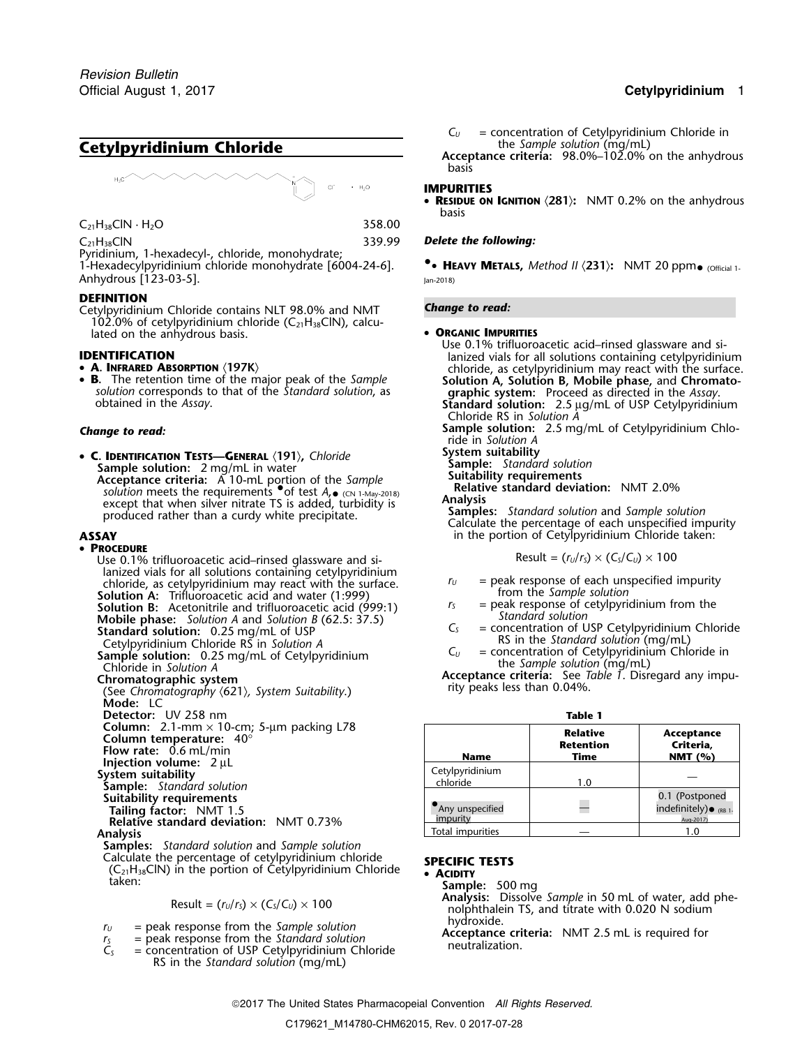# Cetylpyridinium Chloride

$C_{21}H_{38}ClN \cdot H_2O$ 358.00

$C_{21}H_{38}ClN$ 339.99

Pyridinium, 1-hexadecyl-, chloride, monohydrate;

1-Hexadecylpyridinium chloride monohydrate [6004-24-6].

Anhydrous [123-03-5].

## DEFINITION

Cetylpyridinium Chloride contains NLT 98.0% and NMT 102.0% of cetylpyridinium chloride ($C_{21}H_{38}ClN$), calculated on the anhydrous basis.

## IDENTIFICATION

- **A. Infrared Absorption ⟨197K⟩**
- **B.** The retention time of the major peak of the *Sample solution* corresponds to that of the *Standard solution*, as obtained in the *Assay*.

***Change to read:***

- **C. Identification Tests—General ⟨191⟩,** *Chloride*

  **Sample solution:** 2 mg/mL in water

  **Acceptance criteria:** A 10-mL portion of the *Sample solution* meets the requirements •of test *A*,• (CN 1-May-2018) except that when silver nitrate TS is added, turbidity is produced rather than a curdy white precipitate.

## ASSAY

- **Procedure**

  Use 0.1% trifluoroacetic acid–rinsed glassware and silanized vials for all solutions containing cetylpyridinium chloride, as cetylpyridinium may react with the surface.

  **Solution A:** Trifluoroacetic acid and water (1:999)

  **Solution B:** Acetonitrile and trifluoroacetic acid (999:1)

  **Mobile phase:** *Solution A* and *Solution B* (62.5: 37.5)

  **Standard solution:** 0.25 mg/mL of USP Cetylpyridinium Chloride RS in *Solution A*

  **Sample solution:** 0.25 mg/mL of Cetylpyridinium Chloride in *Solution A*

  **Chromatographic system**

  (See *Chromatography ⟨621⟩, System Suitability.*)

  **Mode:** LC

  **Detector:** UV 258 nm

  **Column:** 2.1-mm × 10-cm; 5-µm packing L78

  **Column temperature:** 40°

  **Flow rate:** 0.6 mL/min

  **Injection volume:** 2 µL

  **System suitability**

  **Sample:** *Standard solution*

  **Suitability requirements**

  **Tailing factor:** NMT 1.5

  **Relative standard deviation:** NMT 0.73%

  **Analysis**

  **Samples:** *Standard solution* and *Sample solution*

  Calculate the percentage of cetylpyridinium chloride ($C_{21}H_{38}ClN$) in the portion of Cetylpyridinium Chloride taken:

$$\text{Result} = (r_U/r_S) \times (C_S/C_U) \times 100$$

  $r_U$ = peak response from the *Sample solution*

  $r_S$ = peak response from the *Standard solution*

  $C_S$ = concentration of USP Cetylpyridinium Chloride RS in the *Standard solution* (mg/mL)

  $C_U$ = concentration of Cetylpyridinium Chloride in the *Sample solution* (mg/mL)

  **Acceptance criteria:** 98.0%–102.0% on the anhydrous basis

## IMPURITIES

- **Residue on Ignition ⟨281⟩:** NMT 0.2% on the anhydrous basis

***Delete the following:***

- •**Heavy Metals,** *Method II* ⟨231⟩**:** NMT 20 ppm• (Official 1-Jan-2018)

***Change to read:***

- **Organic Impurities**

  Use 0.1% trifluoroacetic acid–rinsed glassware and silanized vials for all solutions containing cetylpyridinium chloride, as cetylpyridinium may react with the surface.

  **Solution A, Solution B, Mobile phase,** and **Chromatographic system:** Proceed as directed in the *Assay*.

  **Standard solution:** 2.5 µg/mL of USP Cetylpyridinium Chloride RS in *Solution A*

  **Sample solution:** 2.5 mg/mL of Cetylpyridinium Chloride in *Solution A*

  **System suitability**

  **Sample:** *Standard solution*

  **Suitability requirements**

  **Relative standard deviation:** NMT 2.0%

  **Analysis**

  **Samples:** *Standard solution* and *Sample solution*

  Calculate the percentage of each unspecified impurity in the portion of Cetylpyridinium Chloride taken:

$$\text{Result} = (r_U/r_S) \times (C_S/C_U) \times 100$$

  $r_U$ = peak response of each unspecified impurity from the *Sample solution*

  $r_S$ = peak response of cetylpyridinium from the *Standard solution*

  $C_S$ = concentration of USP Cetylpyridinium Chloride RS in the *Standard solution* (mg/mL)

  $C_U$ = concentration of Cetylpyridinium Chloride in the *Sample solution* (mg/mL)

  **Acceptance criteria:** See *Table 1*. Disregard any impurity peaks less than 0.04%.

**Table 1**

| Name | Relative Retention Time | Acceptance Criteria, NMT (%) |
|---|---|---|
| Cetylpyridinium chloride | 1.0 | — |
| •Any unspecified impurity | — | 0.1 (Postponed indefinitely)• (RB 1-Aug-2017) |
| Total impurities | — | 1.0 |

## SPECIFIC TESTS

- **Acidity**

  **Sample:** 500 mg

  **Analysis:** Dissolve *Sample* in 50 mL of water, add phenolphthalein TS, and titrate with 0.020 N sodium hydroxide.

  **Acceptance criteria:** NMT 2.5 mL is required for neutralization.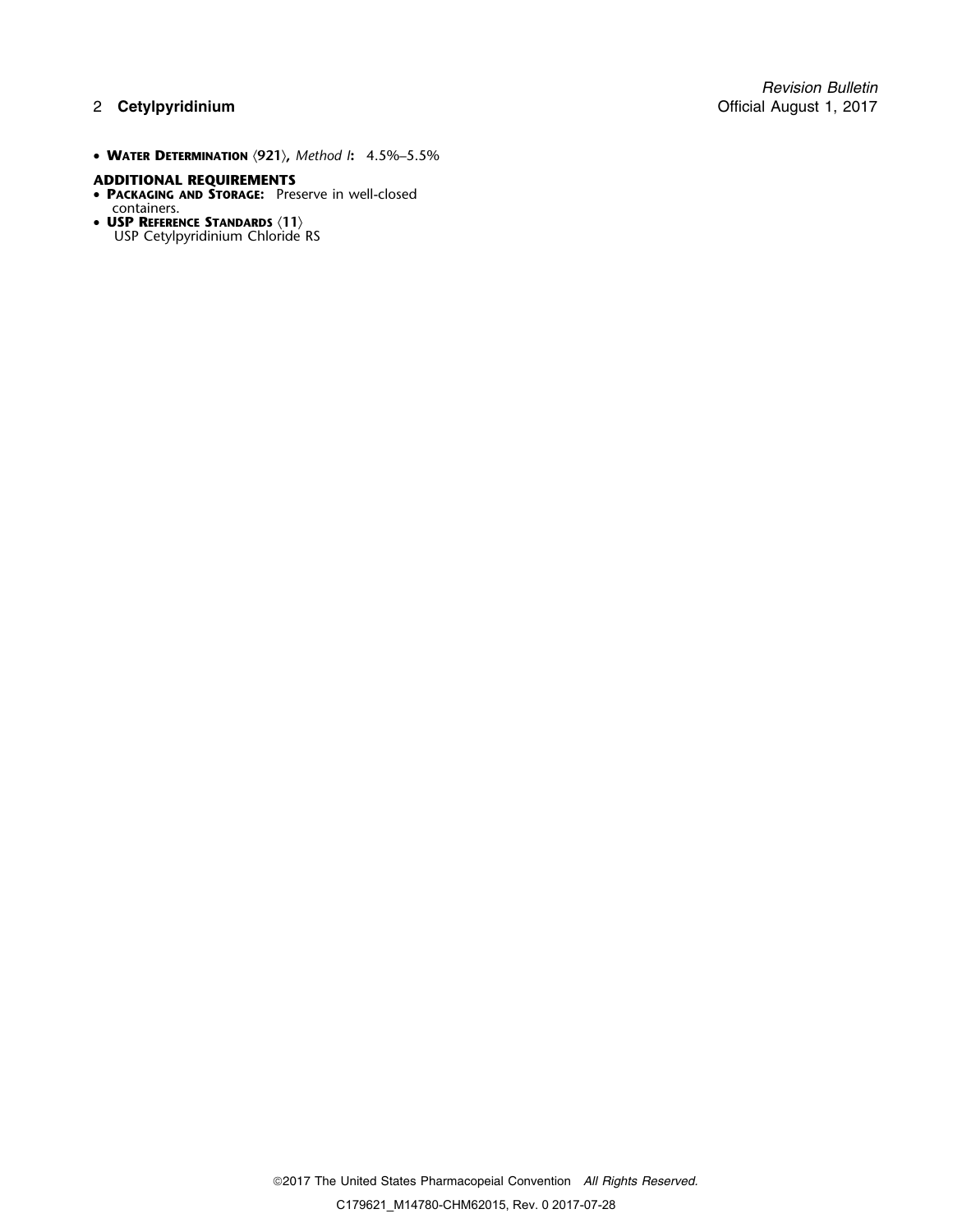- **Water Determination** ⟨**921**⟩**,** *Method I***:** 4.5%–5.5%

## ADDITIONAL REQUIREMENTS

- **Packaging and Storage:** Preserve in well-closed containers.
- **USP Reference Standards** ⟨**11**⟩
  USP Cetylpyridinium Chloride RS